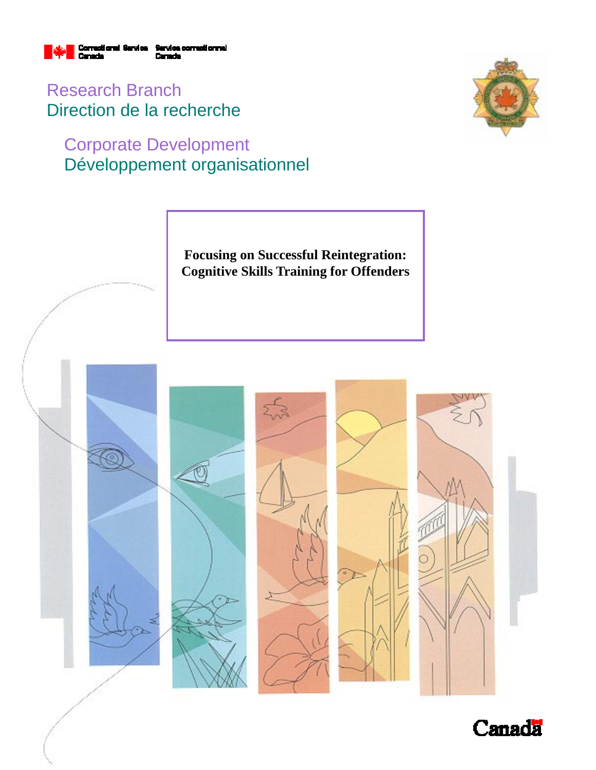Correctional Service Canada | Service correctionnel Canada

Research Branch
Direction de la recherche

Corporate Development
Développement organisationnel

# Focusing on Successful Reintegration: Cognitive Skills Training for Offenders

Canada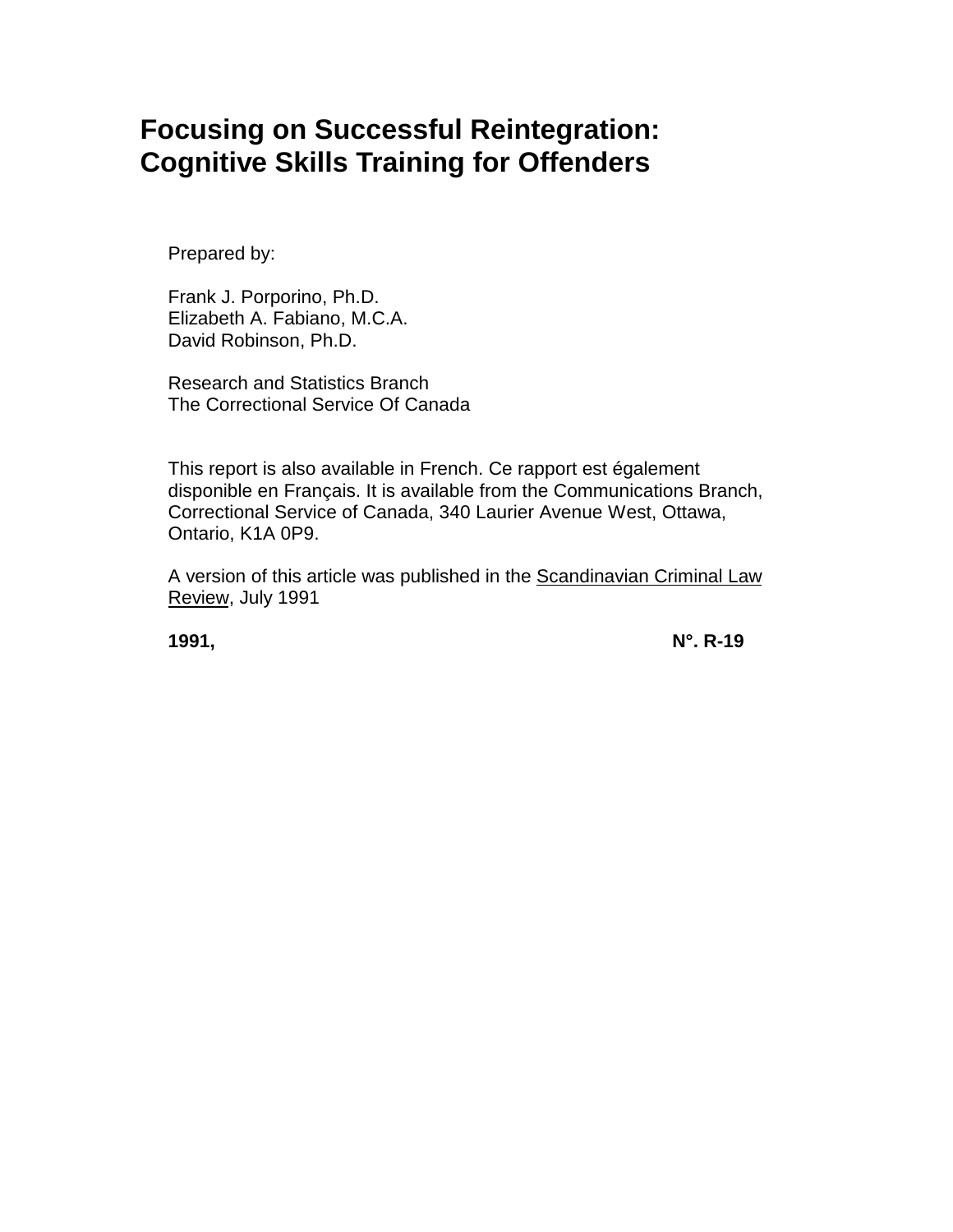# Focusing on Successful Reintegration: Cognitive Skills Training for Offenders

Prepared by:

Frank J. Porporino, Ph.D.
Elizabeth A. Fabiano, M.C.A.
David Robinson, Ph.D.

Research and Statistics Branch
The Correctional Service Of Canada

This report is also available in French. Ce rapport est également disponible en Français. It is available from the Communications Branch, Correctional Service of Canada, 340 Laurier Avenue West, Ottawa, Ontario, K1A 0P9.

A version of this article was published in the Scandinavian Criminal Law Review, July 1991

**1991,** **N°. R-19**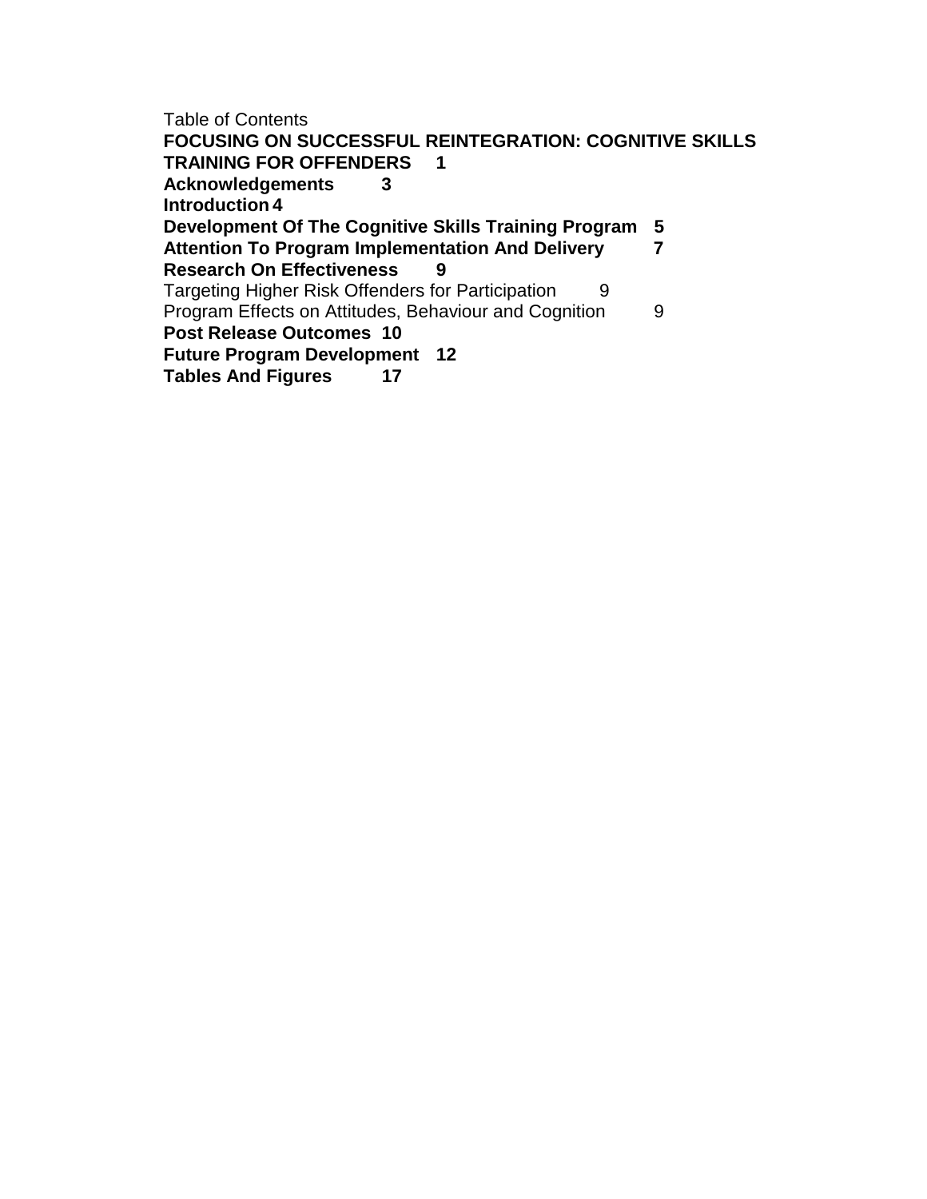Table of Contents

**FOCUSING ON SUCCESSFUL REINTEGRATION: COGNITIVE SKILLS TRAINING FOR OFFENDERS 1**

**Acknowledgements 3**

**Introduction 4**

**Development Of The Cognitive Skills Training Program 5**

**Attention To Program Implementation And Delivery 7**

**Research On Effectiveness 9**

Targeting Higher Risk Offenders for Participation 9

Program Effects on Attitudes, Behaviour and Cognition 9

**Post Release Outcomes 10**

**Future Program Development 12**

**Tables And Figures 17**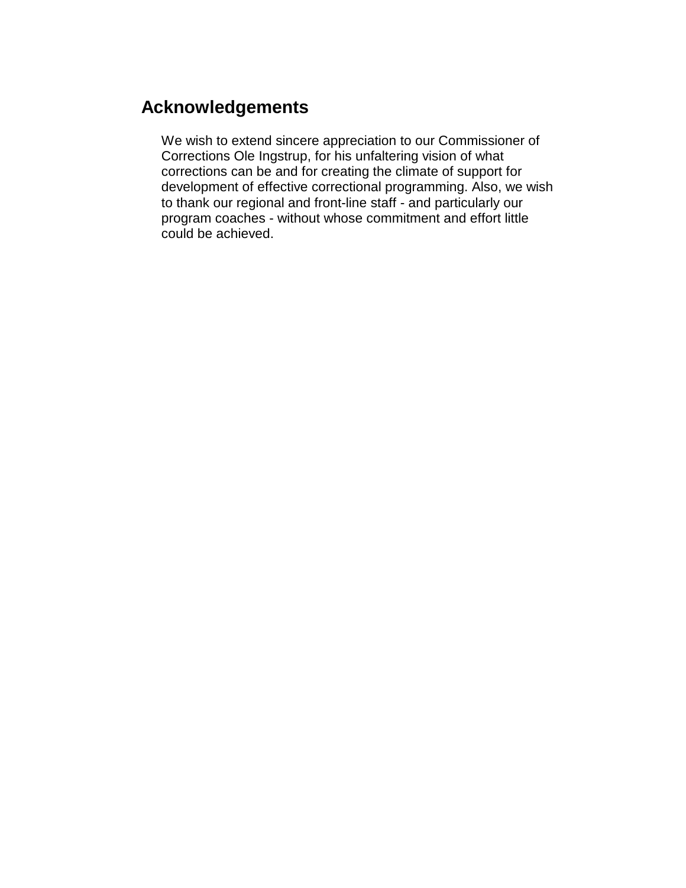## Acknowledgements

We wish to extend sincere appreciation to our Commissioner of Corrections Ole Ingstrup, for his unfaltering vision of what corrections can be and for creating the climate of support for development of effective correctional programming. Also, we wish to thank our regional and front-line staff - and particularly our program coaches - without whose commitment and effort little could be achieved.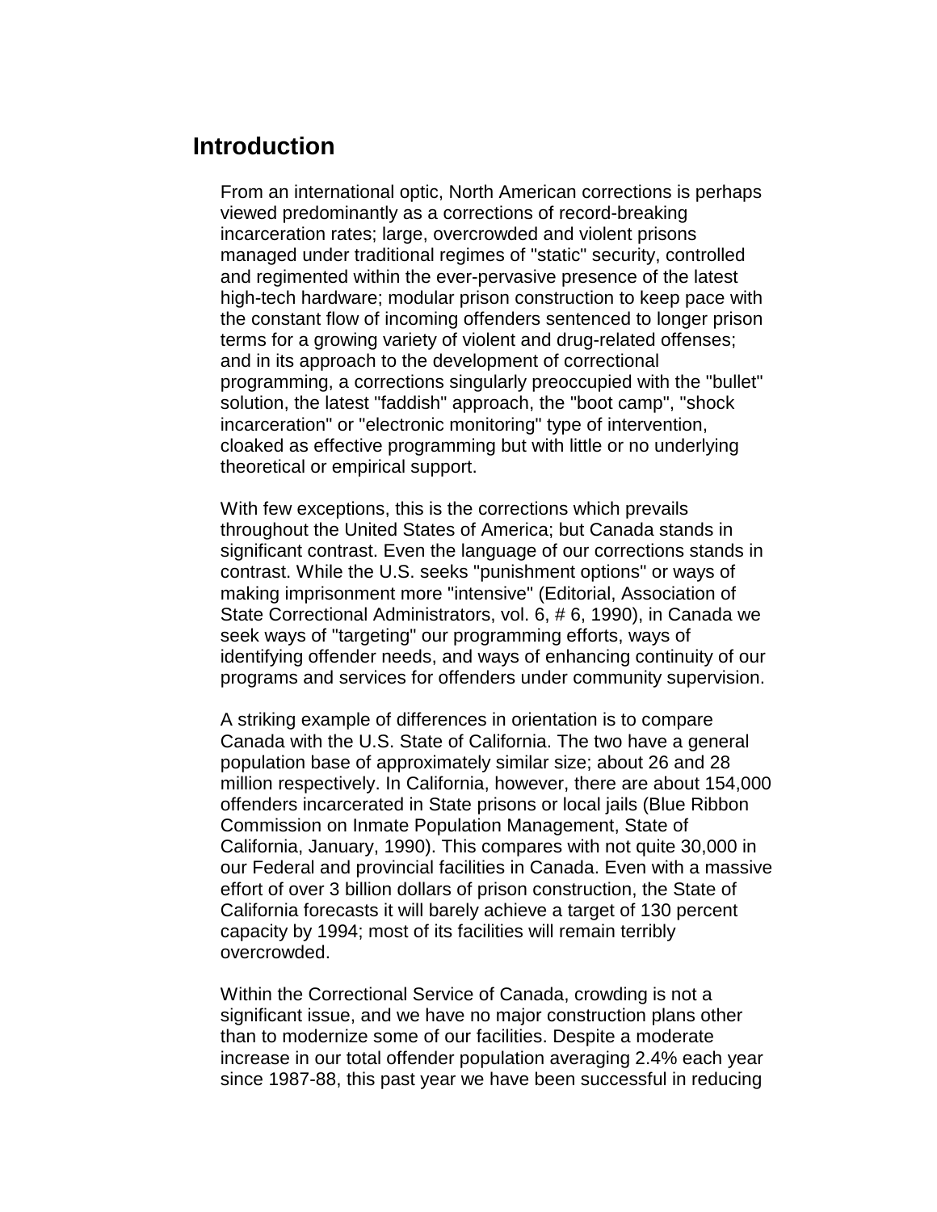## Introduction

From an international optic, North American corrections is perhaps viewed predominantly as a corrections of record-breaking incarceration rates; large, overcrowded and violent prisons managed under traditional regimes of "static" security, controlled and regimented within the ever-pervasive presence of the latest high-tech hardware; modular prison construction to keep pace with the constant flow of incoming offenders sentenced to longer prison terms for a growing variety of violent and drug-related offenses; and in its approach to the development of correctional programming, a corrections singularly preoccupied with the "bullet" solution, the latest "faddish" approach, the "boot camp", "shock incarceration" or "electronic monitoring" type of intervention, cloaked as effective programming but with little or no underlying theoretical or empirical support.

With few exceptions, this is the corrections which prevails throughout the United States of America; but Canada stands in significant contrast. Even the language of our corrections stands in contrast. While the U.S. seeks "punishment options" or ways of making imprisonment more "intensive" (Editorial, Association of State Correctional Administrators, vol. 6, # 6, 1990), in Canada we seek ways of "targeting" our programming efforts, ways of identifying offender needs, and ways of enhancing continuity of our programs and services for offenders under community supervision.

A striking example of differences in orientation is to compare Canada with the U.S. State of California. The two have a general population base of approximately similar size; about 26 and 28 million respectively. In California, however, there are about 154,000 offenders incarcerated in State prisons or local jails (Blue Ribbon Commission on Inmate Population Management, State of California, January, 1990). This compares with not quite 30,000 in our Federal and provincial facilities in Canada. Even with a massive effort of over 3 billion dollars of prison construction, the State of California forecasts it will barely achieve a target of 130 percent capacity by 1994; most of its facilities will remain terribly overcrowded.

Within the Correctional Service of Canada, crowding is not a significant issue, and we have no major construction plans other than to modernize some of our facilities. Despite a moderate increase in our total offender population averaging 2.4% each year since 1987-88, this past year we have been successful in reducing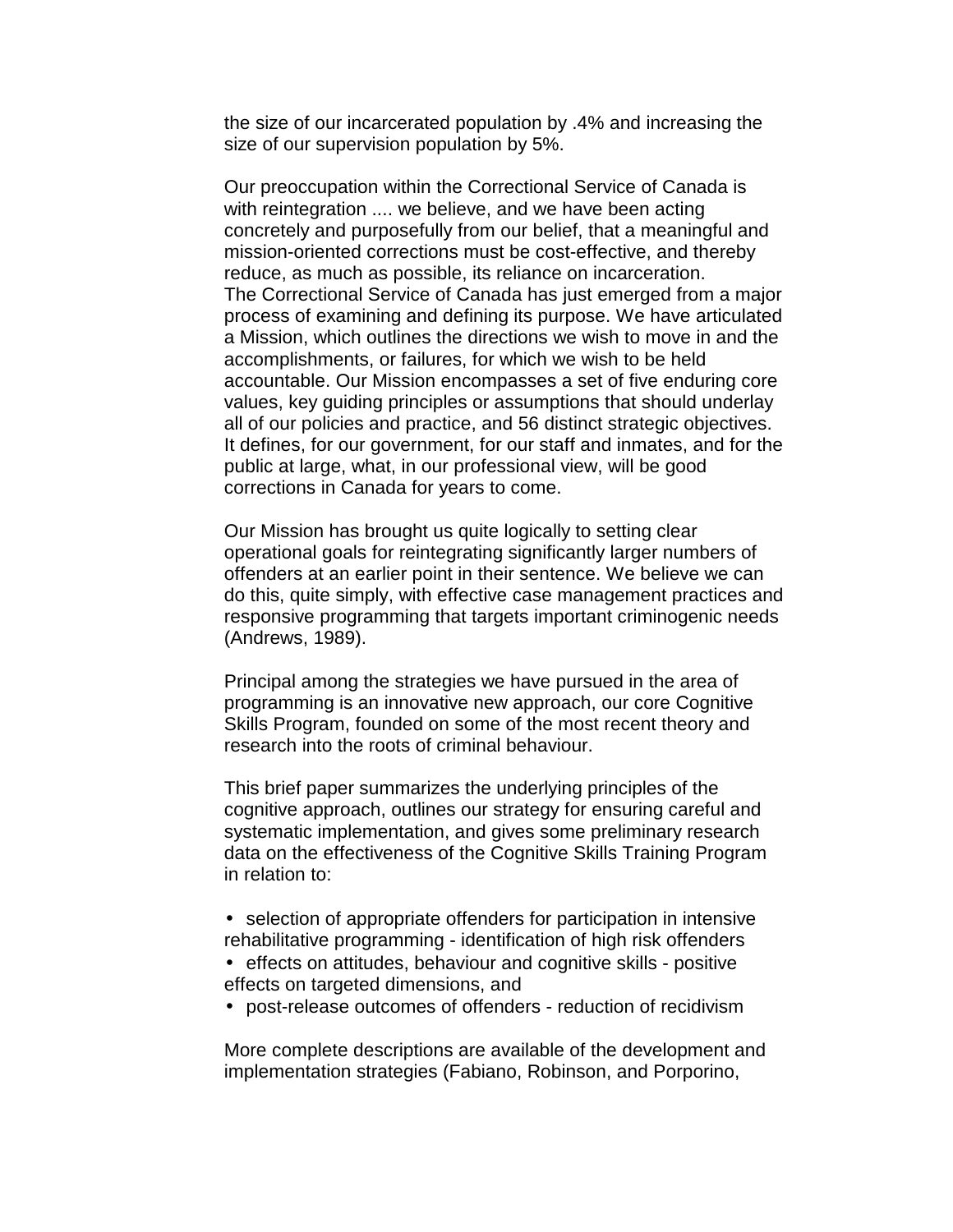the size of our incarcerated population by .4% and increasing the size of our supervision population by 5%.

Our preoccupation within the Correctional Service of Canada is with reintegration .... we believe, and we have been acting concretely and purposefully from our belief, that a meaningful and mission-oriented corrections must be cost-effective, and thereby reduce, as much as possible, its reliance on incarceration.
The Correctional Service of Canada has just emerged from a major process of examining and defining its purpose. We have articulated a Mission, which outlines the directions we wish to move in and the accomplishments, or failures, for which we wish to be held accountable. Our Mission encompasses a set of five enduring core values, key guiding principles or assumptions that should underlay all of our policies and practice, and 56 distinct strategic objectives. It defines, for our government, for our staff and inmates, and for the public at large, what, in our professional view, will be good corrections in Canada for years to come.

Our Mission has brought us quite logically to setting clear operational goals for reintegrating significantly larger numbers of offenders at an earlier point in their sentence. We believe we can do this, quite simply, with effective case management practices and responsive programming that targets important criminogenic needs (Andrews, 1989).

Principal among the strategies we have pursued in the area of programming is an innovative new approach, our core Cognitive Skills Program, founded on some of the most recent theory and research into the roots of criminal behaviour.

This brief paper summarizes the underlying principles of the cognitive approach, outlines our strategy for ensuring careful and systematic implementation, and gives some preliminary research data on the effectiveness of the Cognitive Skills Training Program in relation to:

- selection of appropriate offenders for participation in intensive rehabilitative programming - identification of high risk offenders
- effects on attitudes, behaviour and cognitive skills - positive effects on targeted dimensions, and
- post-release outcomes of offenders - reduction of recidivism

More complete descriptions are available of the development and implementation strategies (Fabiano, Robinson, and Porporino,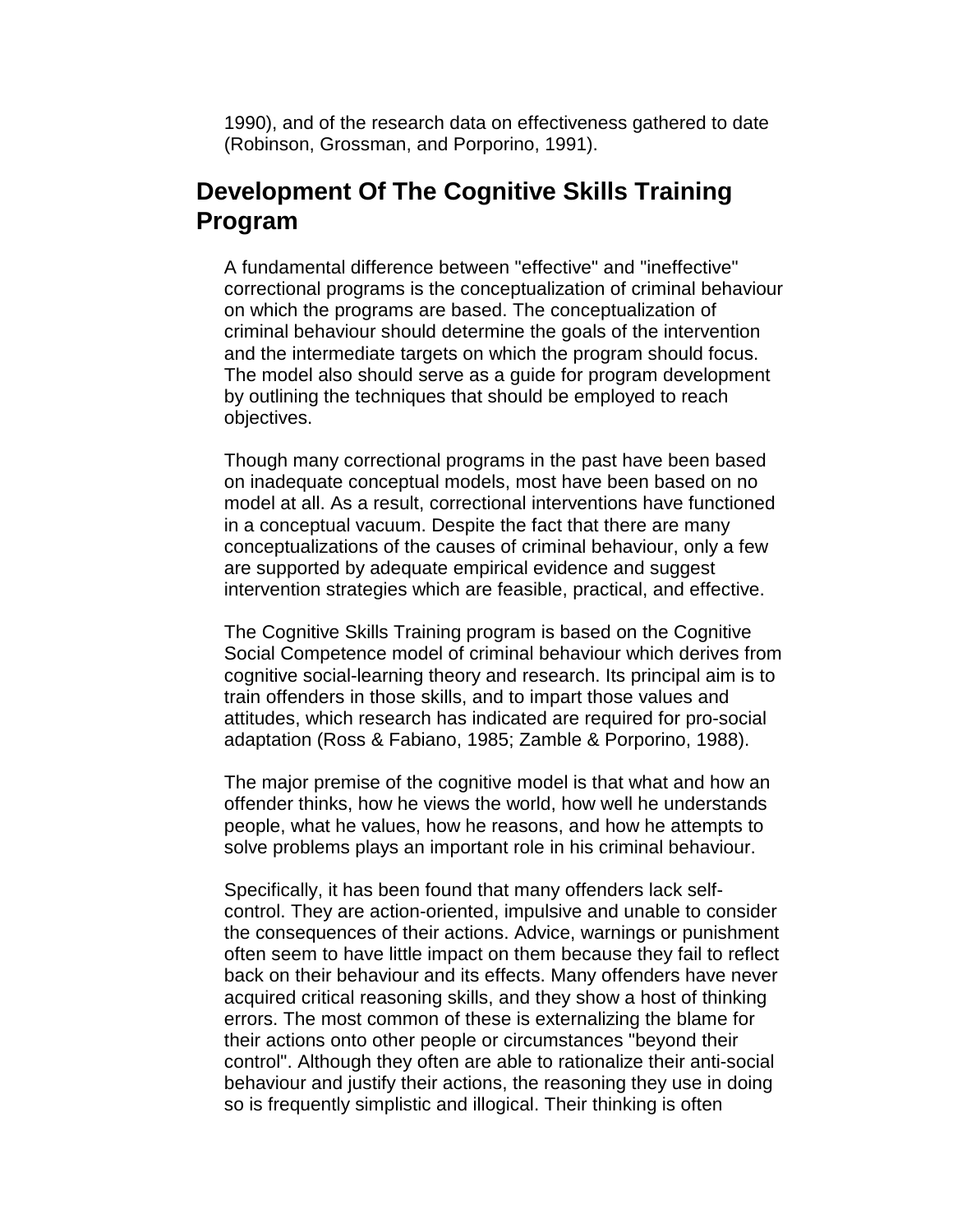1990), and of the research data on effectiveness gathered to date (Robinson, Grossman, and Porporino, 1991).

## Development Of The Cognitive Skills Training Program

A fundamental difference between "effective" and "ineffective" correctional programs is the conceptualization of criminal behaviour on which the programs are based. The conceptualization of criminal behaviour should determine the goals of the intervention and the intermediate targets on which the program should focus. The model also should serve as a guide for program development by outlining the techniques that should be employed to reach objectives.

Though many correctional programs in the past have been based on inadequate conceptual models, most have been based on no model at all. As a result, correctional interventions have functioned in a conceptual vacuum. Despite the fact that there are many conceptualizations of the causes of criminal behaviour, only a few are supported by adequate empirical evidence and suggest intervention strategies which are feasible, practical, and effective.

The Cognitive Skills Training program is based on the Cognitive Social Competence model of criminal behaviour which derives from cognitive social-learning theory and research. Its principal aim is to train offenders in those skills, and to impart those values and attitudes, which research has indicated are required for pro-social adaptation (Ross & Fabiano, 1985; Zamble & Porporino, 1988).

The major premise of the cognitive model is that what and how an offender thinks, how he views the world, how well he understands people, what he values, how he reasons, and how he attempts to solve problems plays an important role in his criminal behaviour.

Specifically, it has been found that many offenders lack self-control. They are action-oriented, impulsive and unable to consider the consequences of their actions. Advice, warnings or punishment often seem to have little impact on them because they fail to reflect back on their behaviour and its effects. Many offenders have never acquired critical reasoning skills, and they show a host of thinking errors. The most common of these is externalizing the blame for their actions onto other people or circumstances "beyond their control". Although they often are able to rationalize their anti-social behaviour and justify their actions, the reasoning they use in doing so is frequently simplistic and illogical. Their thinking is often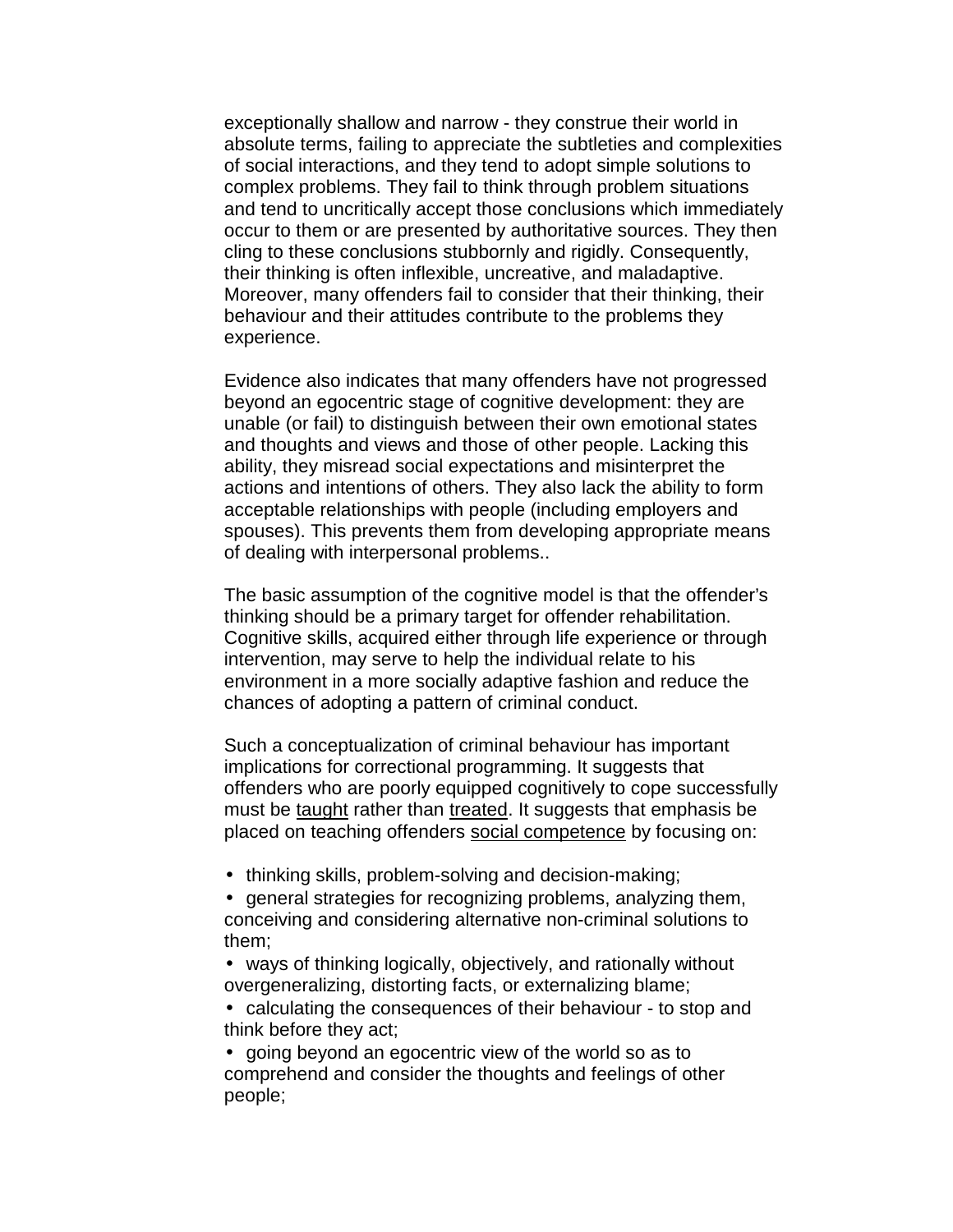exceptionally shallow and narrow - they construe their world in absolute terms, failing to appreciate the subtleties and complexities of social interactions, and they tend to adopt simple solutions to complex problems. They fail to think through problem situations and tend to uncritically accept those conclusions which immediately occur to them or are presented by authoritative sources. They then cling to these conclusions stubbornly and rigidly. Consequently, their thinking is often inflexible, uncreative, and maladaptive. Moreover, many offenders fail to consider that their thinking, their behaviour and their attitudes contribute to the problems they experience.

Evidence also indicates that many offenders have not progressed beyond an egocentric stage of cognitive development: they are unable (or fail) to distinguish between their own emotional states and thoughts and views and those of other people. Lacking this ability, they misread social expectations and misinterpret the actions and intentions of others. They also lack the ability to form acceptable relationships with people (including employers and spouses). This prevents them from developing appropriate means of dealing with interpersonal problems..

The basic assumption of the cognitive model is that the offender's thinking should be a primary target for offender rehabilitation. Cognitive skills, acquired either through life experience or through intervention, may serve to help the individual relate to his environment in a more socially adaptive fashion and reduce the chances of adopting a pattern of criminal conduct.

Such a conceptualization of criminal behaviour has important implications for correctional programming. It suggests that offenders who are poorly equipped cognitively to cope successfully must be taught rather than treated. It suggests that emphasis be placed on teaching offenders social competence by focusing on:

- thinking skills, problem-solving and decision-making;
- general strategies for recognizing problems, analyzing them, conceiving and considering alternative non-criminal solutions to them;
- ways of thinking logically, objectively, and rationally without overgeneralizing, distorting facts, or externalizing blame;
- calculating the consequences of their behaviour - to stop and think before they act;
- going beyond an egocentric view of the world so as to comprehend and consider the thoughts and feelings of other people;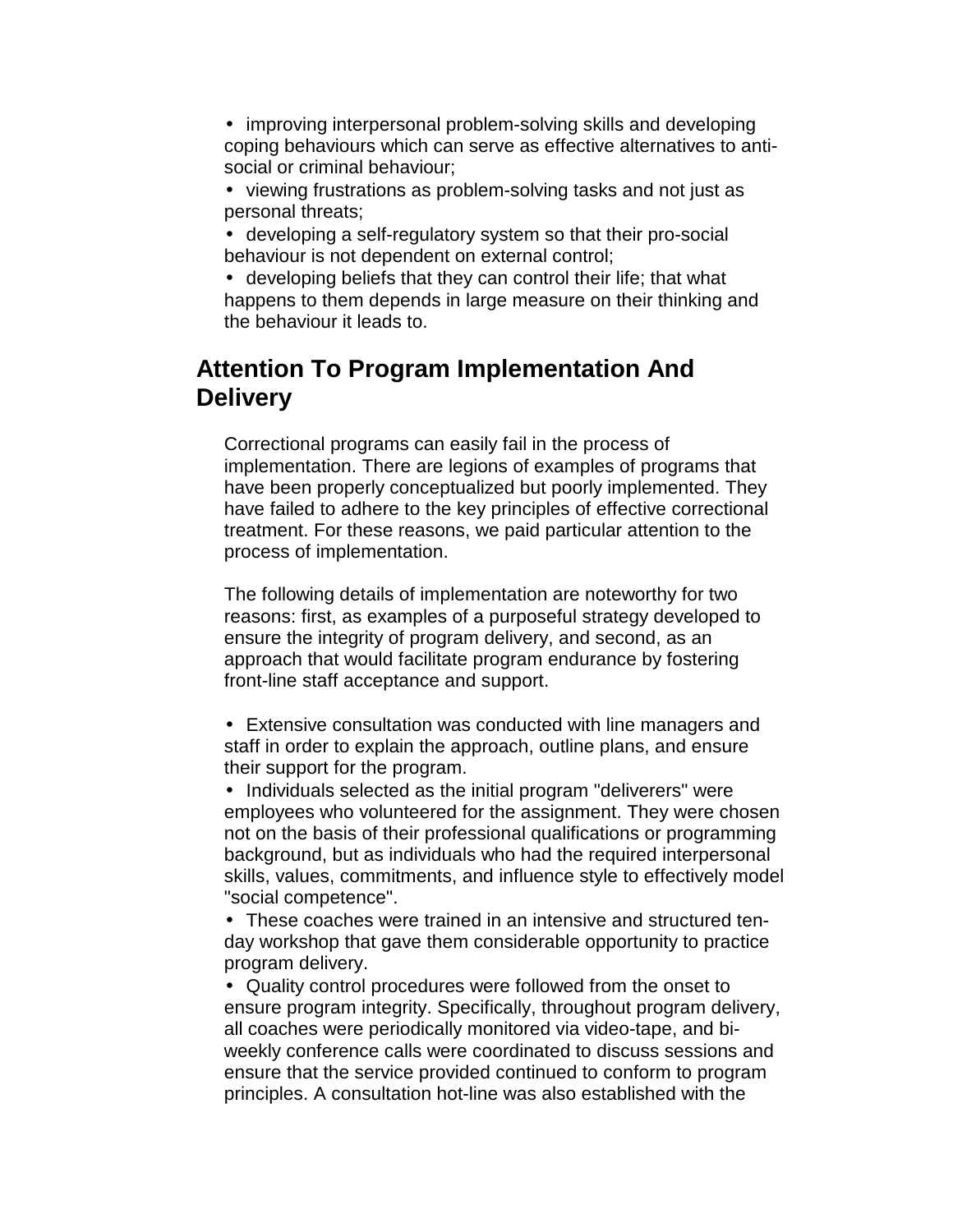- improving interpersonal problem-solving skills and developing coping behaviours which can serve as effective alternatives to anti-social or criminal behaviour;
- viewing frustrations as problem-solving tasks and not just as personal threats;
- developing a self-regulatory system so that their pro-social behaviour is not dependent on external control;
- developing beliefs that they can control their life; that what happens to them depends in large measure on their thinking and the behaviour it leads to.

## Attention To Program Implementation And Delivery

Correctional programs can easily fail in the process of implementation. There are legions of examples of programs that have been properly conceptualized but poorly implemented. They have failed to adhere to the key principles of effective correctional treatment. For these reasons, we paid particular attention to the process of implementation.

The following details of implementation are noteworthy for two reasons: first, as examples of a purposeful strategy developed to ensure the integrity of program delivery, and second, as an approach that would facilitate program endurance by fostering front-line staff acceptance and support.

- Extensive consultation was conducted with line managers and staff in order to explain the approach, outline plans, and ensure their support for the program.
- Individuals selected as the initial program "deliverers" were employees who volunteered for the assignment. They were chosen not on the basis of their professional qualifications or programming background, but as individuals who had the required interpersonal skills, values, commitments, and influence style to effectively model "social competence".
- These coaches were trained in an intensive and structured ten-day workshop that gave them considerable opportunity to practice program delivery.
- Quality control procedures were followed from the onset to ensure program integrity. Specifically, throughout program delivery, all coaches were periodically monitored via video-tape, and bi-weekly conference calls were coordinated to discuss sessions and ensure that the service provided continued to conform to program principles. A consultation hot-line was also established with the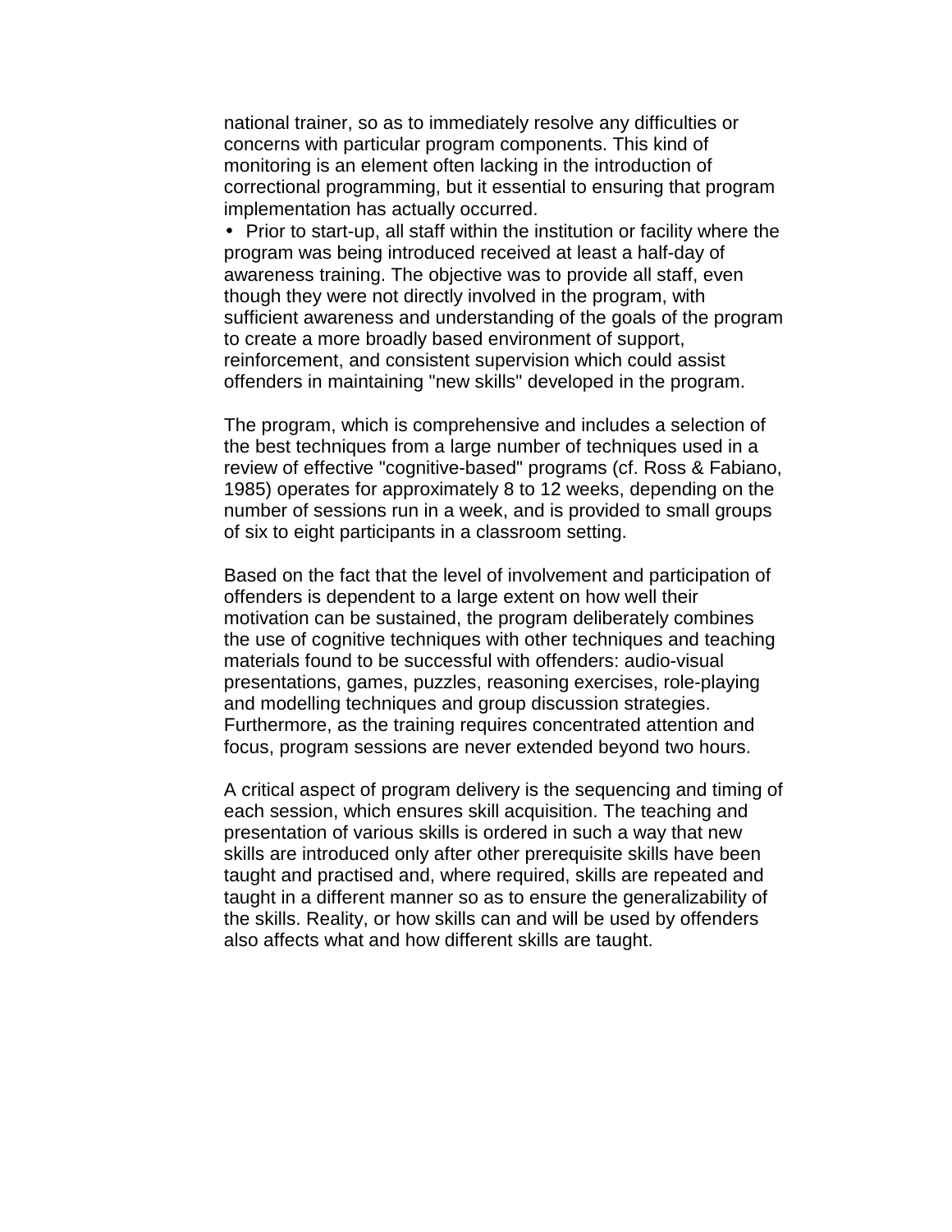national trainer, so as to immediately resolve any difficulties or concerns with particular program components. This kind of monitoring is an element often lacking in the introduction of correctional programming, but it essential to ensuring that program implementation has actually occurred.

- Prior to start-up, all staff within the institution or facility where the program was being introduced received at least a half-day of awareness training. The objective was to provide all staff, even though they were not directly involved in the program, with sufficient awareness and understanding of the goals of the program to create a more broadly based environment of support, reinforcement, and consistent supervision which could assist offenders in maintaining "new skills" developed in the program.

The program, which is comprehensive and includes a selection of the best techniques from a large number of techniques used in a review of effective "cognitive-based" programs (cf. Ross & Fabiano, 1985) operates for approximately 8 to 12 weeks, depending on the number of sessions run in a week, and is provided to small groups of six to eight participants in a classroom setting.

Based on the fact that the level of involvement and participation of offenders is dependent to a large extent on how well their motivation can be sustained, the program deliberately combines the use of cognitive techniques with other techniques and teaching materials found to be successful with offenders: audio-visual presentations, games, puzzles, reasoning exercises, role-playing and modelling techniques and group discussion strategies. Furthermore, as the training requires concentrated attention and focus, program sessions are never extended beyond two hours.

A critical aspect of program delivery is the sequencing and timing of each session, which ensures skill acquisition. The teaching and presentation of various skills is ordered in such a way that new skills are introduced only after other prerequisite skills have been taught and practised and, where required, skills are repeated and taught in a different manner so as to ensure the generalizability of the skills. Reality, or how skills can and will be used by offenders also affects what and how different skills are taught.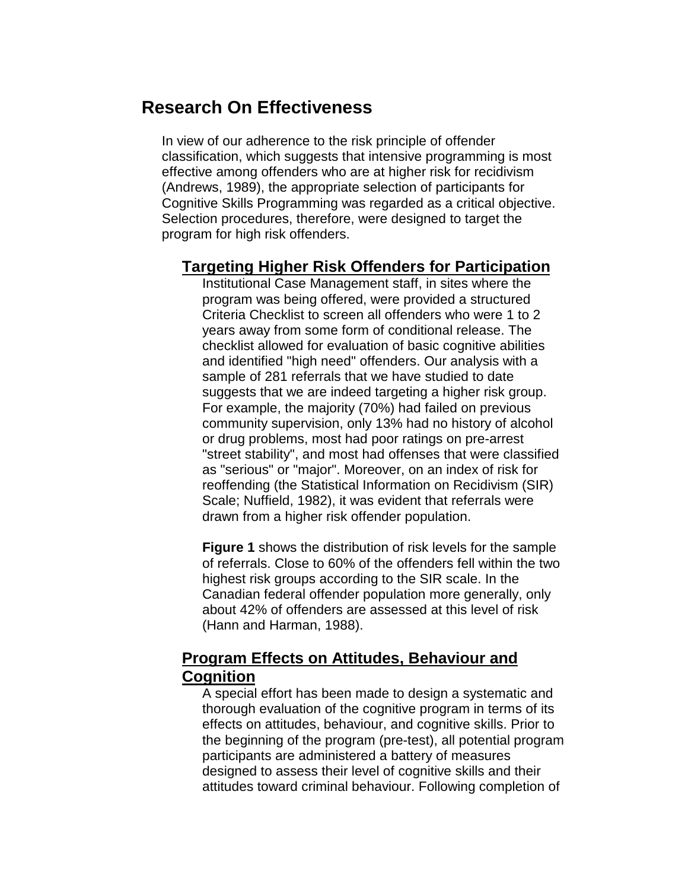## Research On Effectiveness

In view of our adherence to the risk principle of offender classification, which suggests that intensive programming is most effective among offenders who are at higher risk for recidivism (Andrews, 1989), the appropriate selection of participants for Cognitive Skills Programming was regarded as a critical objective. Selection procedures, therefore, were designed to target the program for high risk offenders.

### Targeting Higher Risk Offenders for Participation

Institutional Case Management staff, in sites where the program was being offered, were provided a structured Criteria Checklist to screen all offenders who were 1 to 2 years away from some form of conditional release. The checklist allowed for evaluation of basic cognitive abilities and identified "high need" offenders. Our analysis with a sample of 281 referrals that we have studied to date suggests that we are indeed targeting a higher risk group. For example, the majority (70%) had failed on previous community supervision, only 13% had no history of alcohol or drug problems, most had poor ratings on pre-arrest "street stability", and most had offenses that were classified as "serious" or "major". Moreover, on an index of risk for reoffending (the Statistical Information on Recidivism (SIR) Scale; Nuffield, 1982), it was evident that referrals were drawn from a higher risk offender population.

**Figure 1** shows the distribution of risk levels for the sample of referrals. Close to 60% of the offenders fell within the two highest risk groups according to the SIR scale. In the Canadian federal offender population more generally, only about 42% of offenders are assessed at this level of risk (Hann and Harman, 1988).

### Program Effects on Attitudes, Behaviour and Cognition

A special effort has been made to design a systematic and thorough evaluation of the cognitive program in terms of its effects on attitudes, behaviour, and cognitive skills. Prior to the beginning of the program (pre-test), all potential program participants are administered a battery of measures designed to assess their level of cognitive skills and their attitudes toward criminal behaviour. Following completion of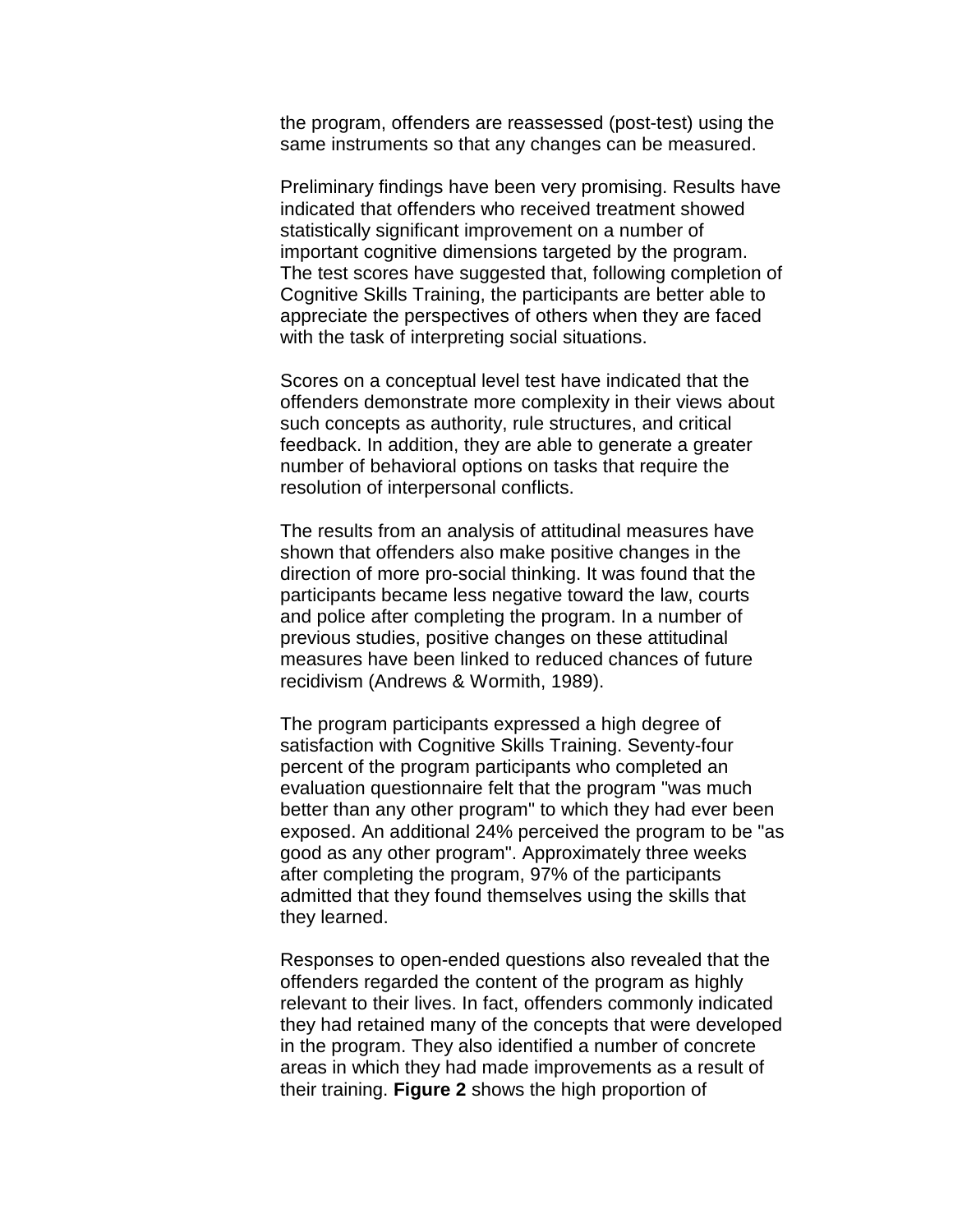the program, offenders are reassessed (post-test) using the same instruments so that any changes can be measured.

Preliminary findings have been very promising. Results have indicated that offenders who received treatment showed statistically significant improvement on a number of important cognitive dimensions targeted by the program. The test scores have suggested that, following completion of Cognitive Skills Training, the participants are better able to appreciate the perspectives of others when they are faced with the task of interpreting social situations.

Scores on a conceptual level test have indicated that the offenders demonstrate more complexity in their views about such concepts as authority, rule structures, and critical feedback. In addition, they are able to generate a greater number of behavioral options on tasks that require the resolution of interpersonal conflicts.

The results from an analysis of attitudinal measures have shown that offenders also make positive changes in the direction of more pro-social thinking. It was found that the participants became less negative toward the law, courts and police after completing the program. In a number of previous studies, positive changes on these attitudinal measures have been linked to reduced chances of future recidivism (Andrews & Wormith, 1989).

The program participants expressed a high degree of satisfaction with Cognitive Skills Training. Seventy-four percent of the program participants who completed an evaluation questionnaire felt that the program "was much better than any other program" to which they had ever been exposed. An additional 24% perceived the program to be "as good as any other program". Approximately three weeks after completing the program, 97% of the participants admitted that they found themselves using the skills that they learned.

Responses to open-ended questions also revealed that the offenders regarded the content of the program as highly relevant to their lives. In fact, offenders commonly indicated they had retained many of the concepts that were developed in the program. They also identified a number of concrete areas in which they had made improvements as a result of their training. **Figure 2** shows the high proportion of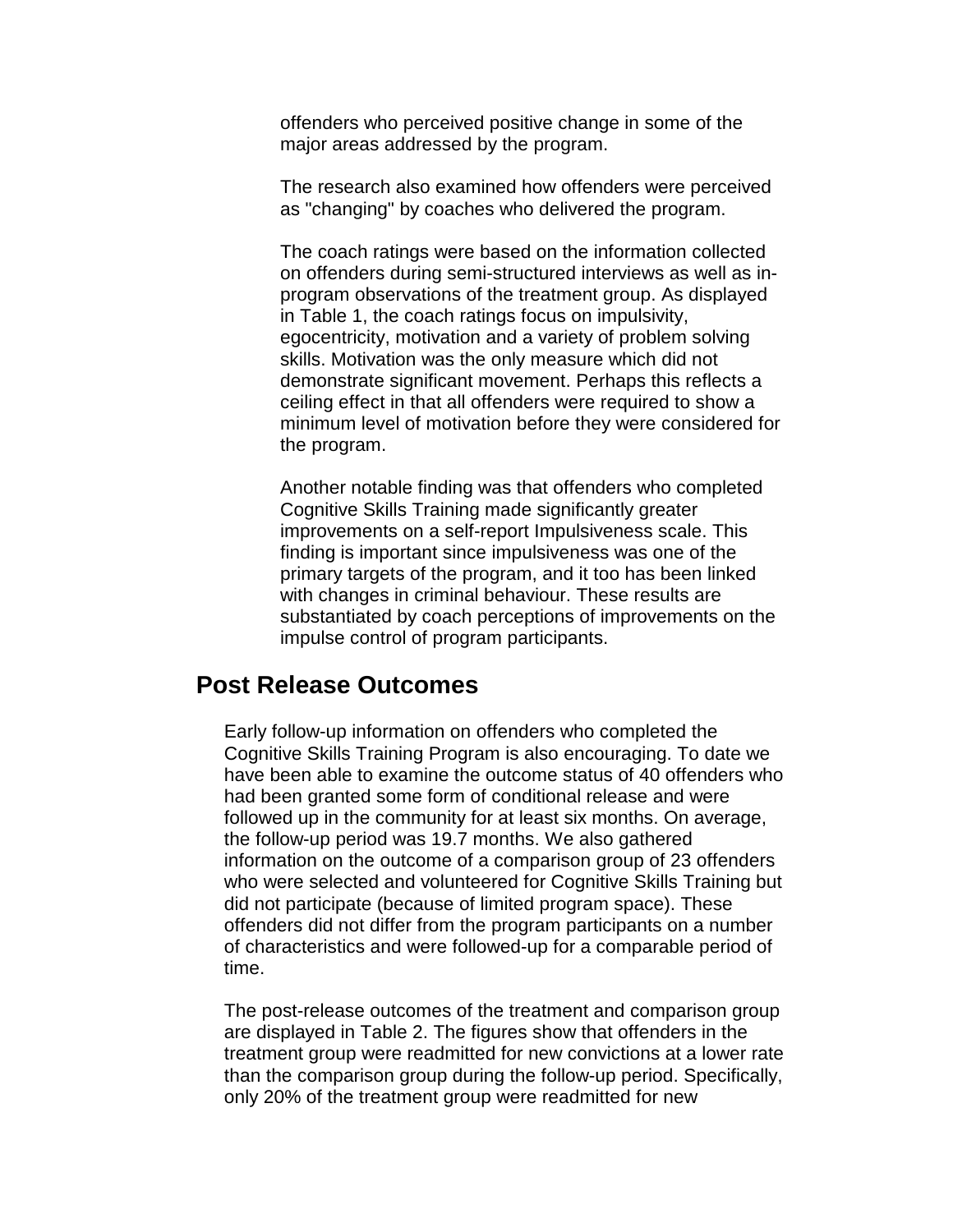offenders who perceived positive change in some of the major areas addressed by the program.

The research also examined how offenders were perceived as "changing" by coaches who delivered the program.

The coach ratings were based on the information collected on offenders during semi-structured interviews as well as in-program observations of the treatment group. As displayed in Table 1, the coach ratings focus on impulsivity, egocentricity, motivation and a variety of problem solving skills. Motivation was the only measure which did not demonstrate significant movement. Perhaps this reflects a ceiling effect in that all offenders were required to show a minimum level of motivation before they were considered for the program.

Another notable finding was that offenders who completed Cognitive Skills Training made significantly greater improvements on a self-report Impulsiveness scale. This finding is important since impulsiveness was one of the primary targets of the program, and it too has been linked with changes in criminal behaviour. These results are substantiated by coach perceptions of improvements on the impulse control of program participants.

## Post Release Outcomes

Early follow-up information on offenders who completed the Cognitive Skills Training Program is also encouraging. To date we have been able to examine the outcome status of 40 offenders who had been granted some form of conditional release and were followed up in the community for at least six months. On average, the follow-up period was 19.7 months. We also gathered information on the outcome of a comparison group of 23 offenders who were selected and volunteered for Cognitive Skills Training but did not participate (because of limited program space). These offenders did not differ from the program participants on a number of characteristics and were followed-up for a comparable period of time.

The post-release outcomes of the treatment and comparison group are displayed in Table 2. The figures show that offenders in the treatment group were readmitted for new convictions at a lower rate than the comparison group during the follow-up period. Specifically, only 20% of the treatment group were readmitted for new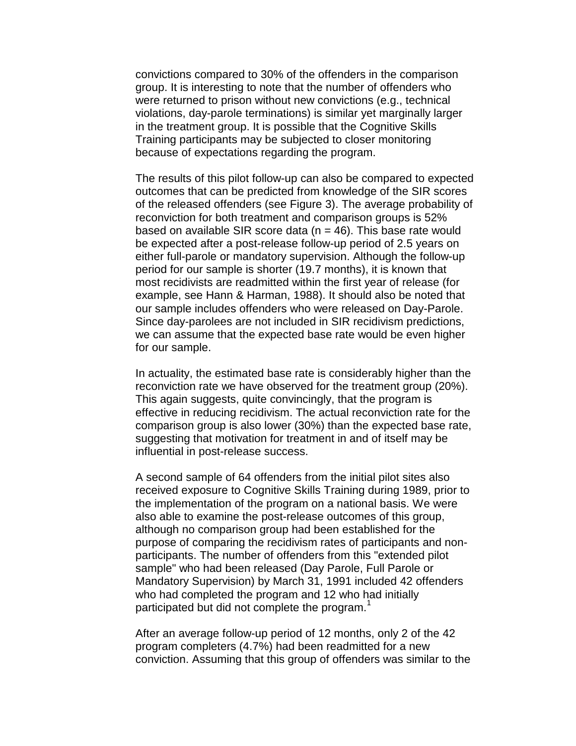convictions compared to 30% of the offenders in the comparison group. It is interesting to note that the number of offenders who were returned to prison without new convictions (e.g., technical violations, day-parole terminations) is similar yet marginally larger in the treatment group. It is possible that the Cognitive Skills Training participants may be subjected to closer monitoring because of expectations regarding the program.

The results of this pilot follow-up can also be compared to expected outcomes that can be predicted from knowledge of the SIR scores of the released offenders (see Figure 3). The average probability of reconviction for both treatment and comparison groups is 52% based on available SIR score data (n = 46). This base rate would be expected after a post-release follow-up period of 2.5 years on either full-parole or mandatory supervision. Although the follow-up period for our sample is shorter (19.7 months), it is known that most recidivists are readmitted within the first year of release (for example, see Hann & Harman, 1988). It should also be noted that our sample includes offenders who were released on Day-Parole. Since day-parolees are not included in SIR recidivism predictions, we can assume that the expected base rate would be even higher for our sample.

In actuality, the estimated base rate is considerably higher than the reconviction rate we have observed for the treatment group (20%). This again suggests, quite convincingly, that the program is effective in reducing recidivism. The actual reconviction rate for the comparison group is also lower (30%) than the expected base rate, suggesting that motivation for treatment in and of itself may be influential in post-release success.

A second sample of 64 offenders from the initial pilot sites also received exposure to Cognitive Skills Training during 1989, prior to the implementation of the program on a national basis. We were also able to examine the post-release outcomes of this group, although no comparison group had been established for the purpose of comparing the recidivism rates of participants and non-participants. The number of offenders from this "extended pilot sample" who had been released (Day Parole, Full Parole or Mandatory Supervision) by March 31, 1991 included 42 offenders who had completed the program and 12 who had initially participated but did not complete the program.[1]

After an average follow-up period of 12 months, only 2 of the 42 program completers (4.7%) had been readmitted for a new conviction. Assuming that this group of offenders was similar to the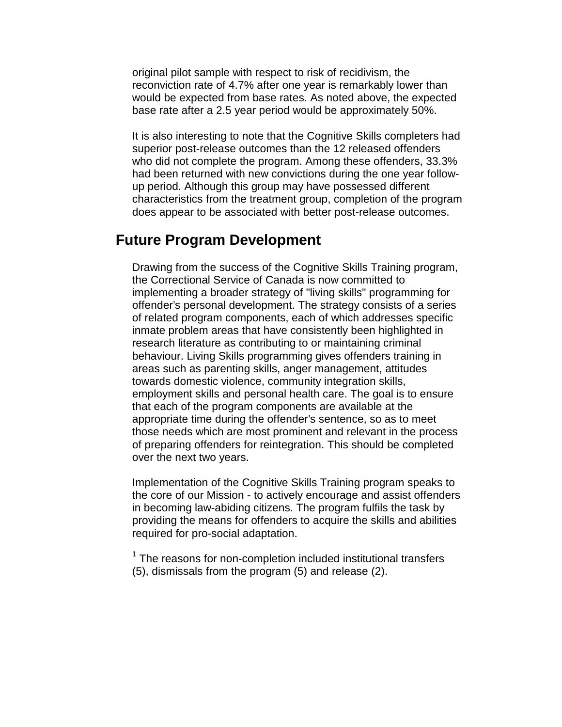original pilot sample with respect to risk of recidivism, the reconviction rate of 4.7% after one year is remarkably lower than would be expected from base rates. As noted above, the expected base rate after a 2.5 year period would be approximately 50%.

It is also interesting to note that the Cognitive Skills completers had superior post-release outcomes than the 12 released offenders who did not complete the program. Among these offenders, 33.3% had been returned with new convictions during the one year follow-up period. Although this group may have possessed different characteristics from the treatment group, completion of the program does appear to be associated with better post-release outcomes.

## Future Program Development

Drawing from the success of the Cognitive Skills Training program, the Correctional Service of Canada is now committed to implementing a broader strategy of "living skills" programming for offender's personal development. The strategy consists of a series of related program components, each of which addresses specific inmate problem areas that have consistently been highlighted in research literature as contributing to or maintaining criminal behaviour. Living Skills programming gives offenders training in areas such as parenting skills, anger management, attitudes towards domestic violence, community integration skills, employment skills and personal health care. The goal is to ensure that each of the program components are available at the appropriate time during the offender's sentence, so as to meet those needs which are most prominent and relevant in the process of preparing offenders for reintegration. This should be completed over the next two years.

Implementation of the Cognitive Skills Training program speaks to the core of our Mission - to actively encourage and assist offenders in becoming law-abiding citizens. The program fulfils the task by providing the means for offenders to acquire the skills and abilities required for pro-social adaptation.

[1] The reasons for non-completion included institutional transfers (5), dismissals from the program (5) and release (2).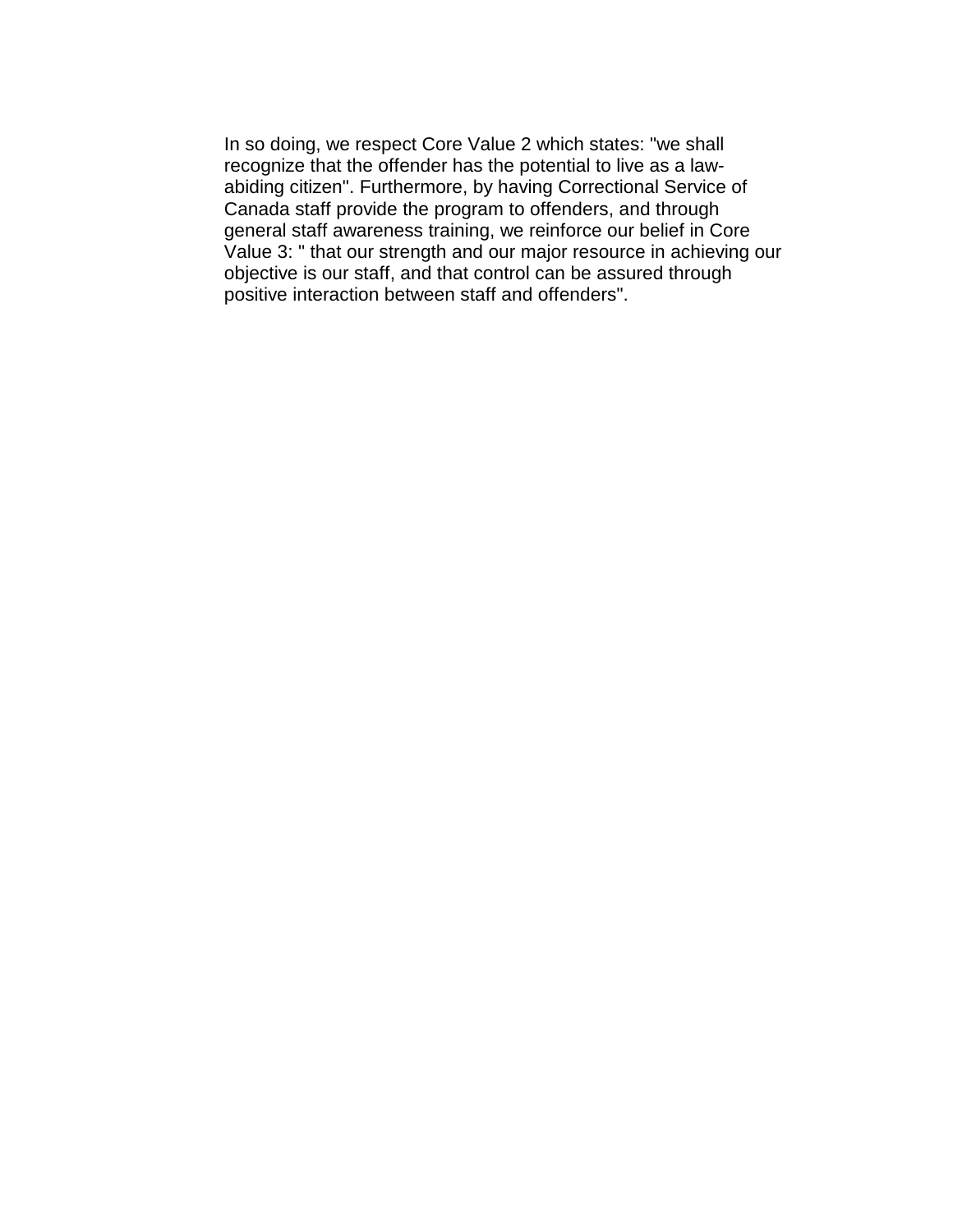In so doing, we respect Core Value 2 which states: "we shall recognize that the offender has the potential to live as a law-abiding citizen". Furthermore, by having Correctional Service of Canada staff provide the program to offenders, and through general staff awareness training, we reinforce our belief in Core Value 3: " that our strength and our major resource in achieving our objective is our staff, and that control can be assured through positive interaction between staff and offenders".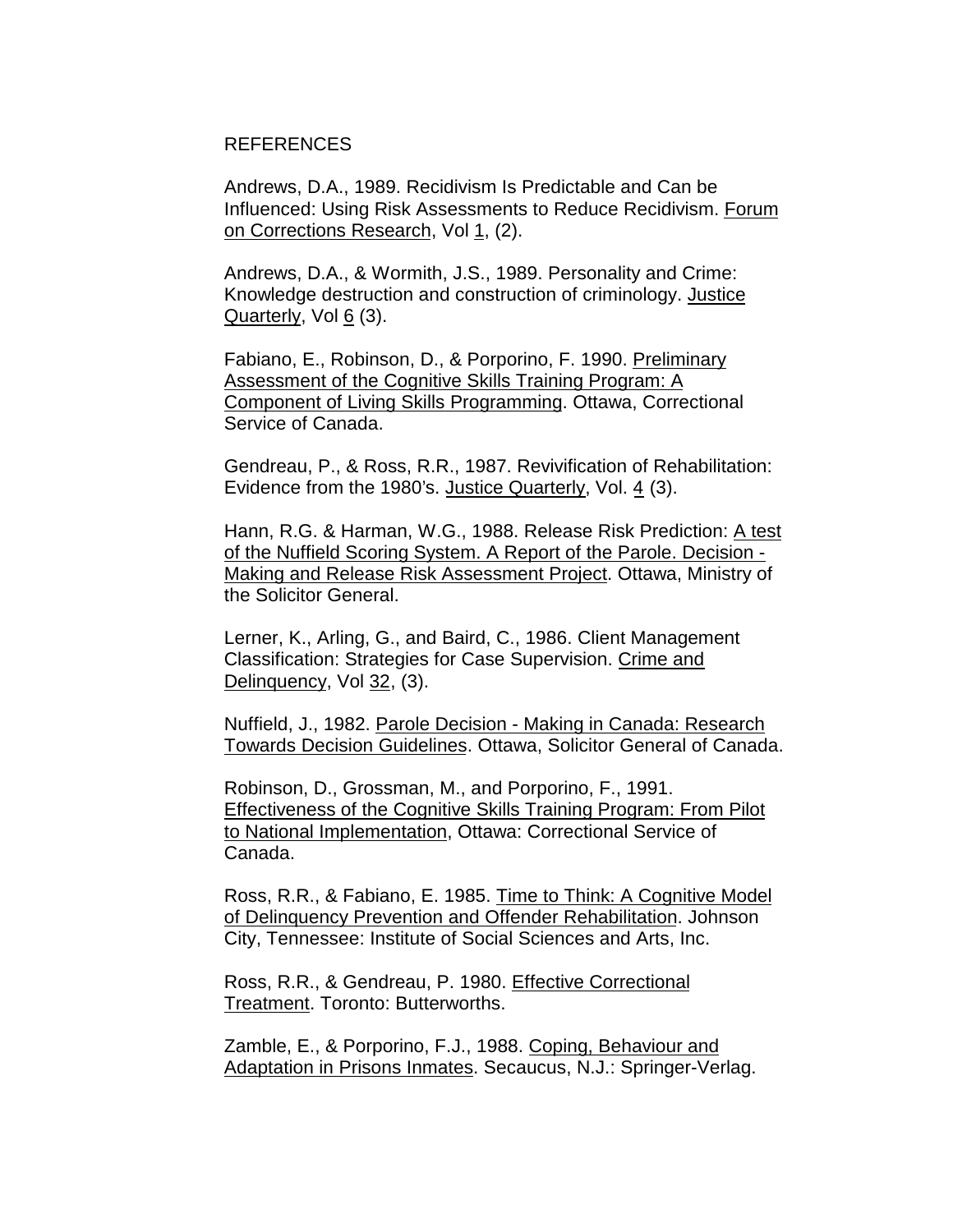# REFERENCES

Andrews, D.A., 1989. Recidivism Is Predictable and Can be Influenced: Using Risk Assessments to Reduce Recidivism. Forum on Corrections Research, Vol 1, (2).

Andrews, D.A., & Wormith, J.S., 1989. Personality and Crime: Knowledge destruction and construction of criminology. Justice Quarterly, Vol 6 (3).

Fabiano, E., Robinson, D., & Porporino, F. 1990. Preliminary Assessment of the Cognitive Skills Training Program: A Component of Living Skills Programming. Ottawa, Correctional Service of Canada.

Gendreau, P., & Ross, R.R., 1987. Revivification of Rehabilitation: Evidence from the 1980's. Justice Quarterly, Vol. 4 (3).

Hann, R.G. & Harman, W.G., 1988. Release Risk Prediction: A test of the Nuffield Scoring System. A Report of the Parole. Decision - Making and Release Risk Assessment Project. Ottawa, Ministry of the Solicitor General.

Lerner, K., Arling, G., and Baird, C., 1986. Client Management Classification: Strategies for Case Supervision. Crime and Delinquency, Vol 32, (3).

Nuffield, J., 1982. Parole Decision - Making in Canada: Research Towards Decision Guidelines. Ottawa, Solicitor General of Canada.

Robinson, D., Grossman, M., and Porporino, F., 1991. Effectiveness of the Cognitive Skills Training Program: From Pilot to National Implementation, Ottawa: Correctional Service of Canada.

Ross, R.R., & Fabiano, E. 1985. Time to Think: A Cognitive Model of Delinquency Prevention and Offender Rehabilitation. Johnson City, Tennessee: Institute of Social Sciences and Arts, Inc.

Ross, R.R., & Gendreau, P. 1980. Effective Correctional Treatment. Toronto: Butterworths.

Zamble, E., & Porporino, F.J., 1988. Coping, Behaviour and Adaptation in Prisons Inmates. Secaucus, N.J.: Springer-Verlag.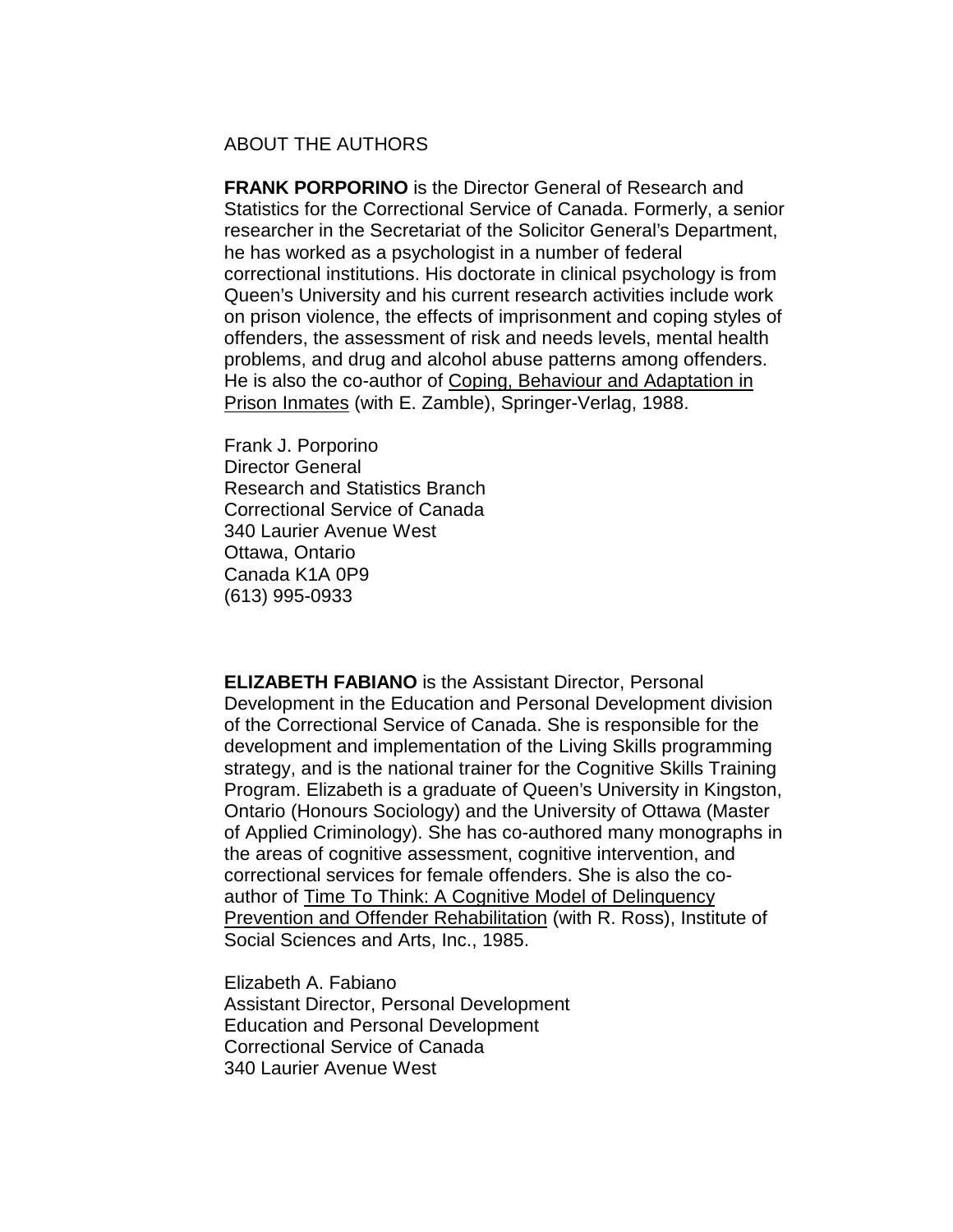## ABOUT THE AUTHORS

**FRANK PORPORINO** is the Director General of Research and Statistics for the Correctional Service of Canada. Formerly, a senior researcher in the Secretariat of the Solicitor General's Department, he has worked as a psychologist in a number of federal correctional institutions. His doctorate in clinical psychology is from Queen's University and his current research activities include work on prison violence, the effects of imprisonment and coping styles of offenders, the assessment of risk and needs levels, mental health problems, and drug and alcohol abuse patterns among offenders. He is also the co-author of <u>Coping, Behaviour and Adaptation in Prison Inmates</u> (with E. Zamble), Springer-Verlag, 1988.

Frank J. Porporino
Director General
Research and Statistics Branch
Correctional Service of Canada
340 Laurier Avenue West
Ottawa, Ontario
Canada K1A 0P9
(613) 995-0933

**ELIZABETH FABIANO** is the Assistant Director, Personal Development in the Education and Personal Development division of the Correctional Service of Canada. She is responsible for the development and implementation of the Living Skills programming strategy, and is the national trainer for the Cognitive Skills Training Program. Elizabeth is a graduate of Queen's University in Kingston, Ontario (Honours Sociology) and the University of Ottawa (Master of Applied Criminology). She has co-authored many monographs in the areas of cognitive assessment, cognitive intervention, and correctional services for female offenders. She is also the co-author of <u>Time To Think: A Cognitive Model of Delinquency Prevention and Offender Rehabilitation</u> (with R. Ross), Institute of Social Sciences and Arts, Inc., 1985.

Elizabeth A. Fabiano
Assistant Director, Personal Development
Education and Personal Development
Correctional Service of Canada
340 Laurier Avenue West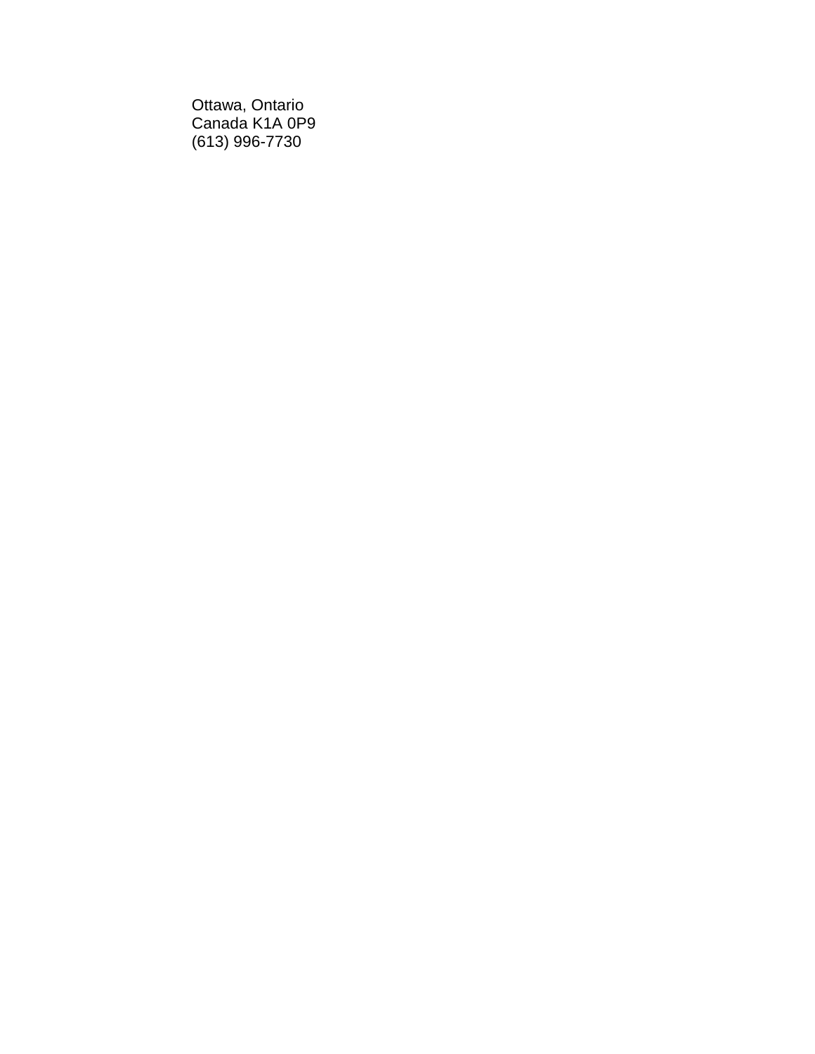Ottawa, Ontario
Canada K1A 0P9
(613) 996-7730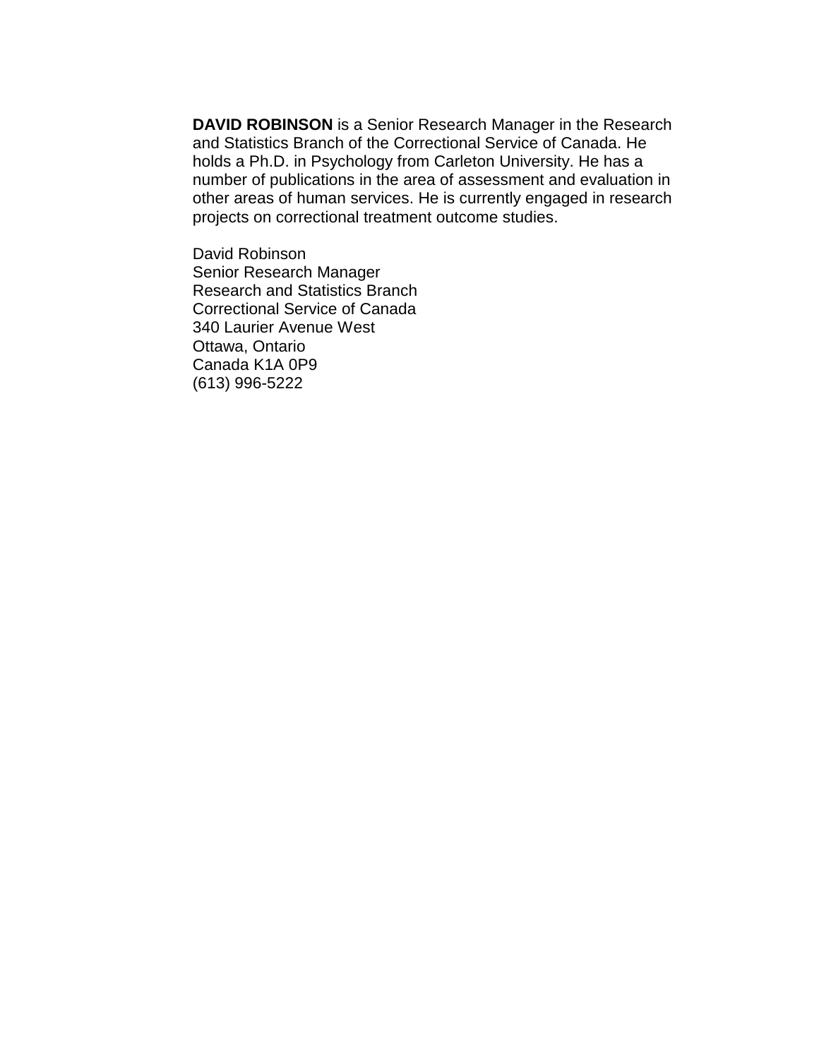**DAVID ROBINSON** is a Senior Research Manager in the Research and Statistics Branch of the Correctional Service of Canada. He holds a Ph.D. in Psychology from Carleton University. He has a number of publications in the area of assessment and evaluation in other areas of human services. He is currently engaged in research projects on correctional treatment outcome studies.

David Robinson
Senior Research Manager
Research and Statistics Branch
Correctional Service of Canada
340 Laurier Avenue West
Ottawa, Ontario
Canada K1A 0P9
(613) 996-5222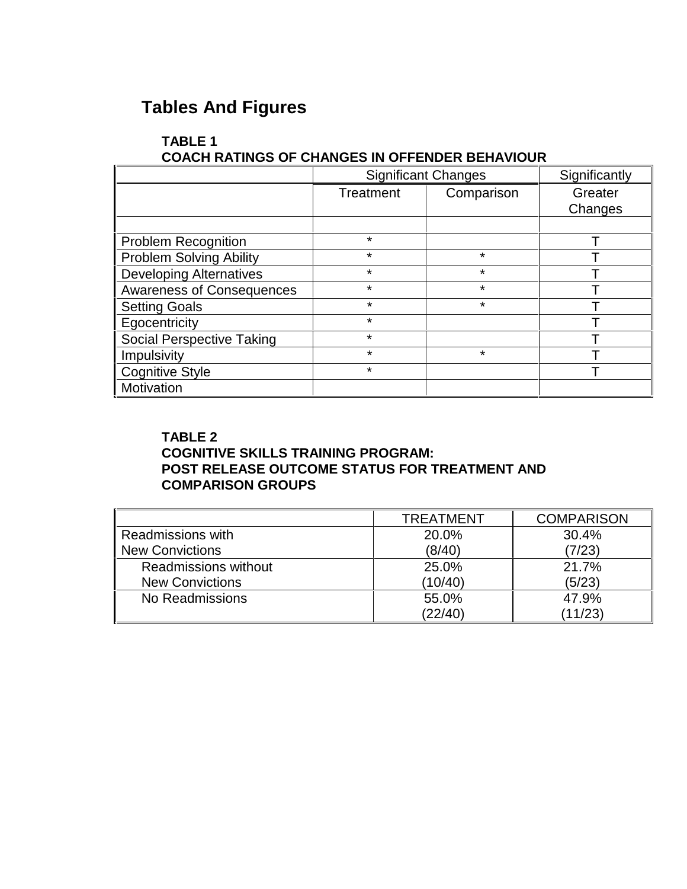# Tables And Figures

**TABLE 1**
**COACH RATINGS OF CHANGES IN OFFENDER BEHAVIOUR**

| | Significant Changes | | Significantly |
|---|---|---|---|
| | Treatment | Comparison | Greater Changes |
| | | | |
| Problem Recognition | * | | T |
| Problem Solving Ability | * | * | T |
| Developing Alternatives | * | * | T |
| Awareness of Consequences | * | * | T |
| Setting Goals | * | * | T |
| Egocentricity | * | | T |
| Social Perspective Taking | * | | T |
| Impulsivity | * | * | T |
| Cognitive Style | * | | T |
| Motivation | | | |

**TABLE 2**
**COGNITIVE SKILLS TRAINING PROGRAM:**
**POST RELEASE OUTCOME STATUS FOR TREATMENT AND COMPARISON GROUPS**

| | TREATMENT | COMPARISON |
|---|---|---|
| Readmissions with New Convictions | 20.0% (8/40) | 30.4% (7/23) |
| Readmissions without New Convictions | 25.0% (10/40) | 21.7% (5/23) |
| No Readmissions | 55.0% (22/40) | 47.9% (11/23) |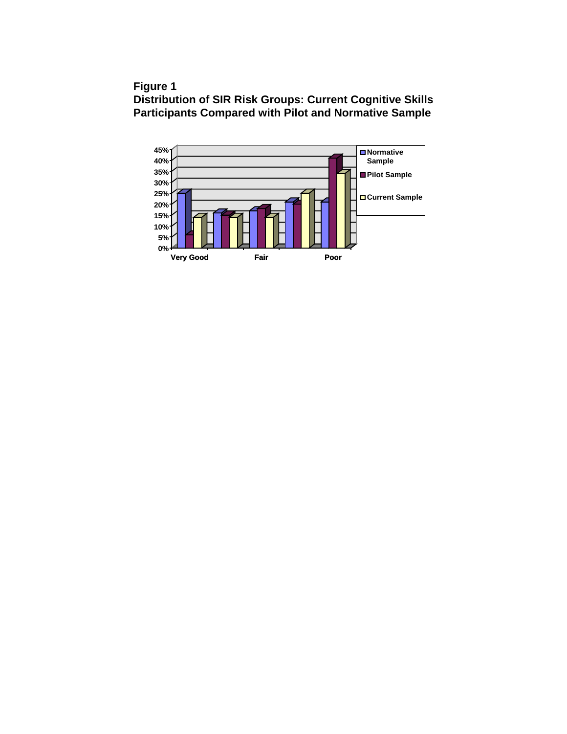**Figure 1**
**Distribution of SIR Risk Groups: Current Cognitive Skills Participants Compared with Pilot and Normative Sample**

| | Very Good | | Fair | | Poor |
|---|---|---|---|---|---|
| Normative Sample | 25% | 16% | 17% | 21% | 21% |
| Pilot Sample | 6% | 15% | 18% | 20% | 41% |
| Current Sample | 14% | 14% | 14% | 25% | 34% |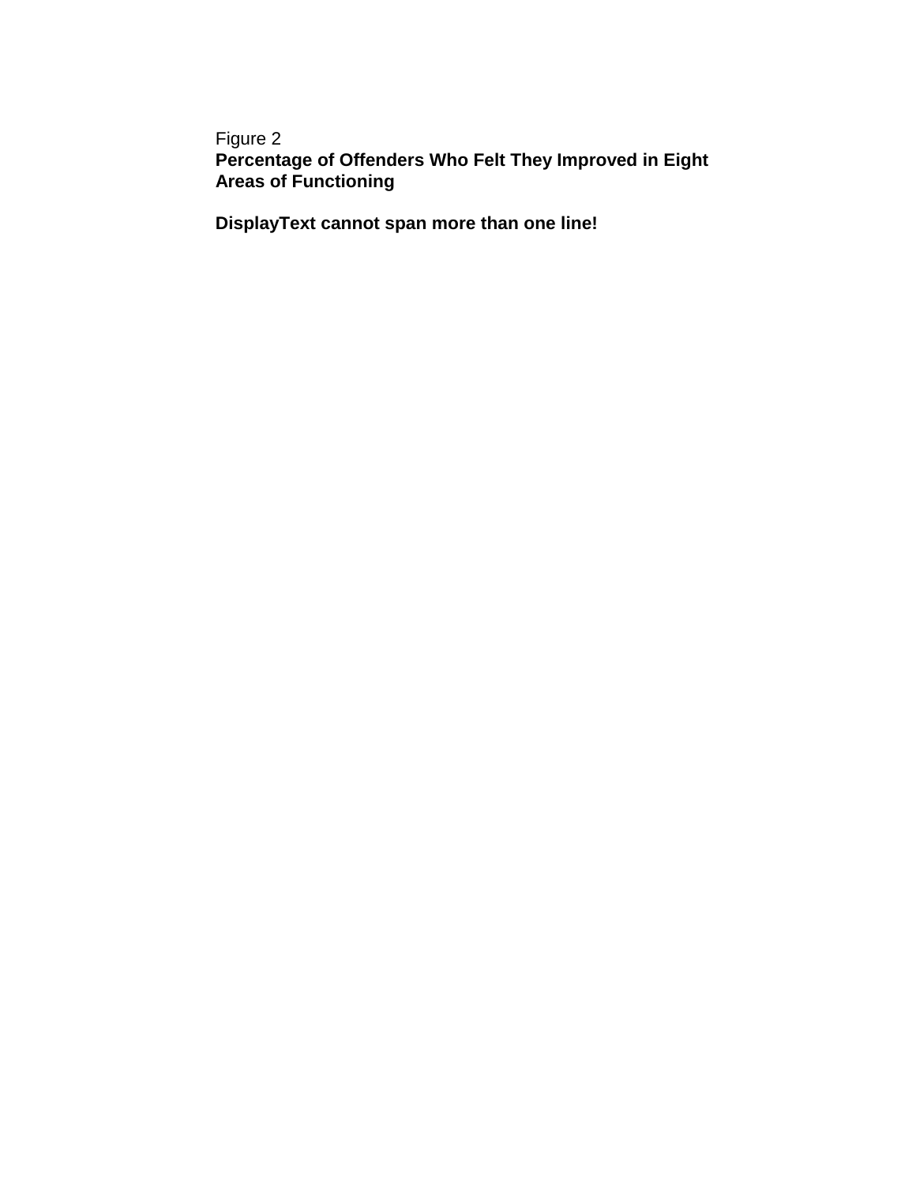Figure 2

**Percentage of Offenders Who Felt They Improved in Eight Areas of Functioning**

**DisplayText cannot span more than one line!**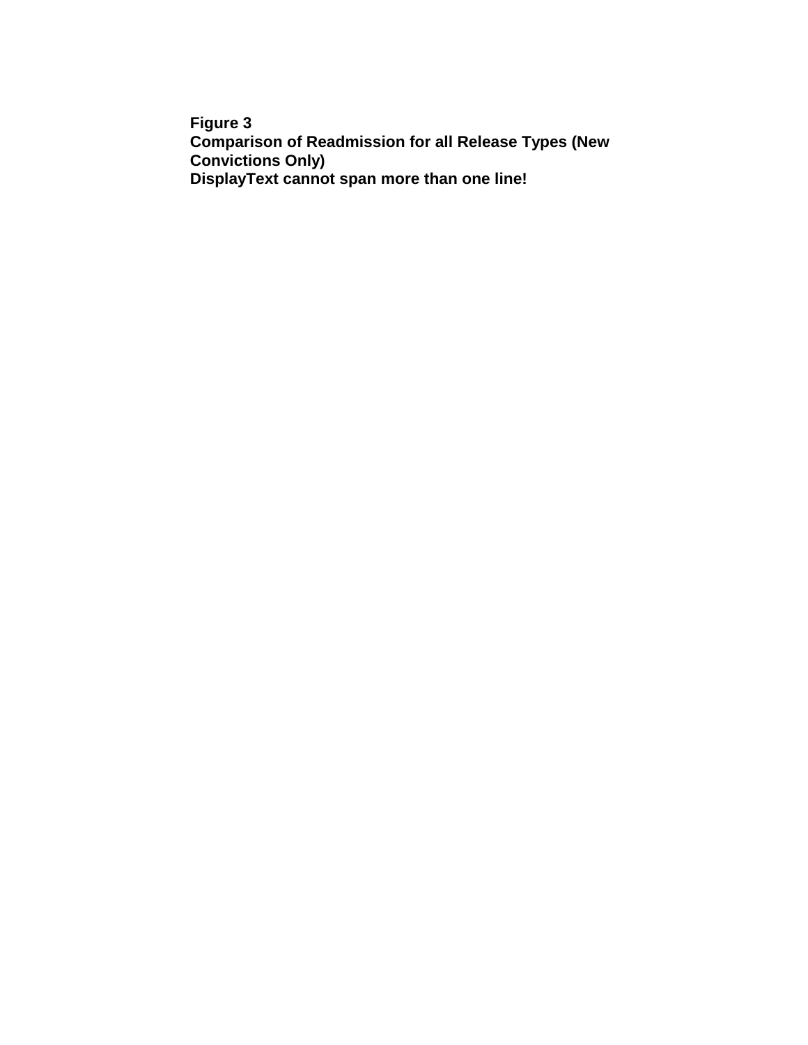**Figure 3**
**Comparison of Readmission for all Release Types (New Convictions Only)**
**DisplayText cannot span more than one line!**